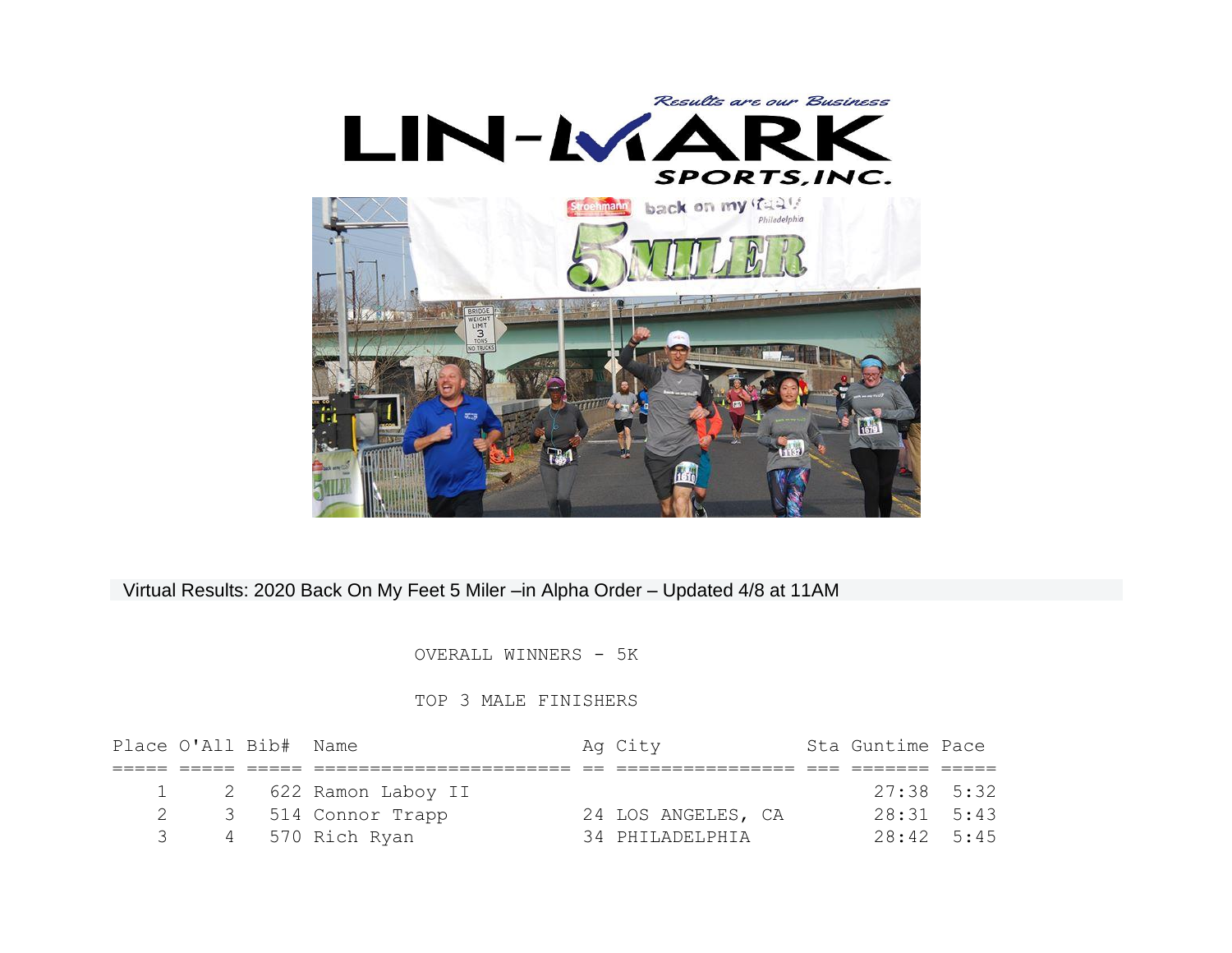Virtual Results: 2020 Back On My Feet 5 Miler –in Alpha Order – Updated 4/8 at 11AM

OVERALL WINNERS - 5K

TOP 3 MALE FINISHERS

| Place | O'All | Bib# | Name | Ag | City | Sta | Guntime | Pace |
|---|---|---|---|---|---|---|---|---|
| 1 | 2 | 622 | Ramon Laboy II | | | | 27:38 | 5:32 |
| 2 | 3 | 514 | Connor Trapp | 24 | LOS ANGELES, CA | | 28:31 | 5:43 |
| 3 | 4 | 570 | Rich Ryan | 34 | PHILADELPHIA | | 28:42 | 5:45 |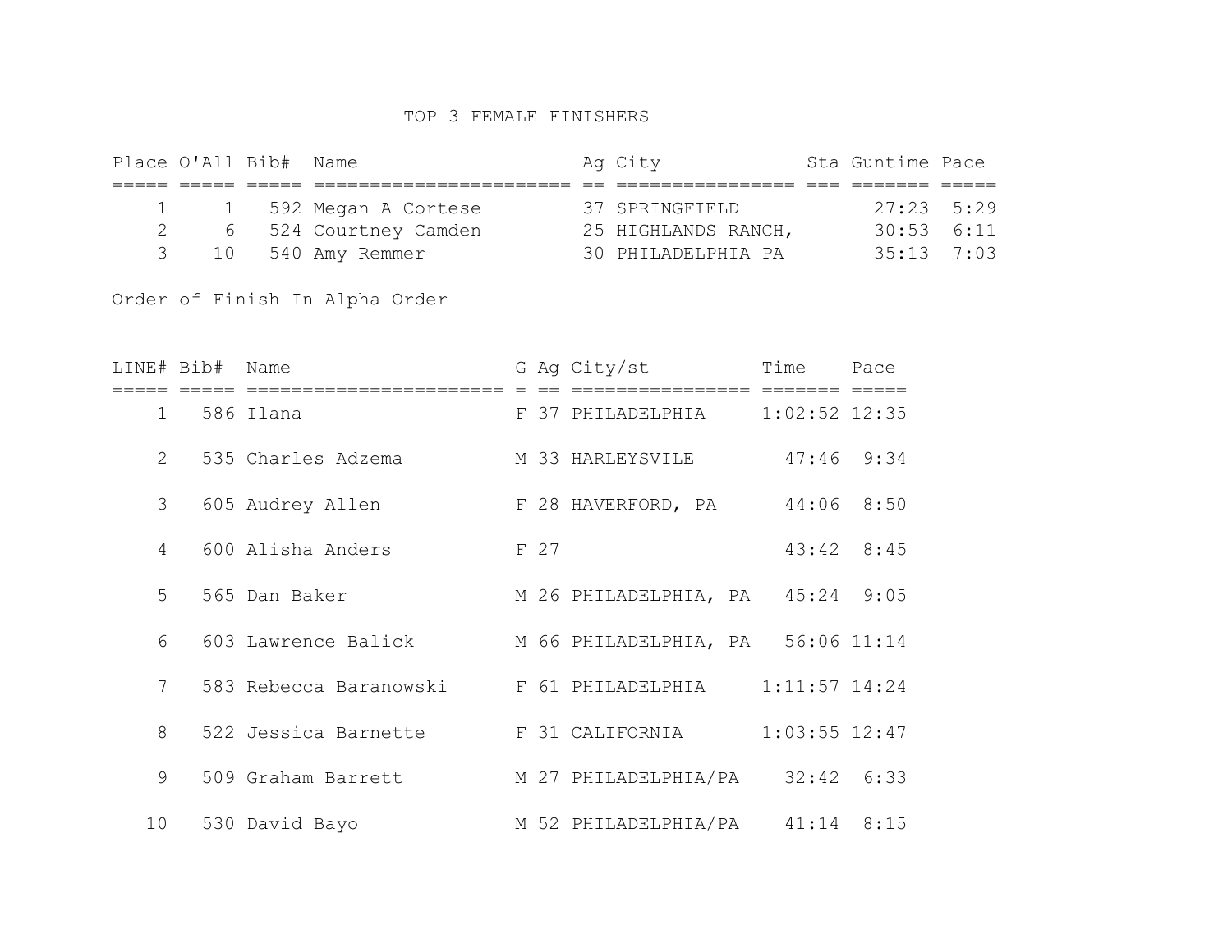## TOP 3 FEMALE FINISHERS

| Place | O'All | Bib# | Name | Ag | City | Sta | Guntime | Pace |
|---|---|---|---|---|---|---|---|---|
| 1 | 1 | 592 | Megan A Cortese | 37 | SPRINGFIELD | | 27:23 | 5:29 |
| 2 | 6 | 524 | Courtney Camden | 25 | HIGHLANDS RANCH, | | 30:53 | 6:11 |
| 3 | 10 | 540 | Amy Remmer | 30 | PHILADELPHIA PA | | 35:13 | 7:03 |

Order of Finish In Alpha Order

| LINE# | Bib# | Name | G | Ag | City/st | Time | Pace |
|---|---|---|---|---|---|---|---|
| 1 | 586 | Ilana | F | 37 | PHILADELPHIA | 1:02:52 | 12:35 |
| 2 | 535 | Charles Adzema | M | 33 | HARLEYSVILE | 47:46 | 9:34 |
| 3 | 605 | Audrey Allen | F | 28 | HAVERFORD, PA | 44:06 | 8:50 |
| 4 | 600 | Alisha Anders | F | 27 | | 43:42 | 8:45 |
| 5 | 565 | Dan Baker | M | 26 | PHILADELPHIA, PA | 45:24 | 9:05 |
| 6 | 603 | Lawrence Balick | M | 66 | PHILADELPHIA, PA | 56:06 | 11:14 |
| 7 | 583 | Rebecca Baranowski | F | 61 | PHILADELPHIA | 1:11:57 | 14:24 |
| 8 | 522 | Jessica Barnette | F | 31 | CALIFORNIA | 1:03:55 | 12:47 |
| 9 | 509 | Graham Barrett | M | 27 | PHILADELPHIA/PA | 32:42 | 6:33 |
| 10 | 530 | David Bayo | M | 52 | PHILADELPHIA/PA | 41:14 | 8:15 |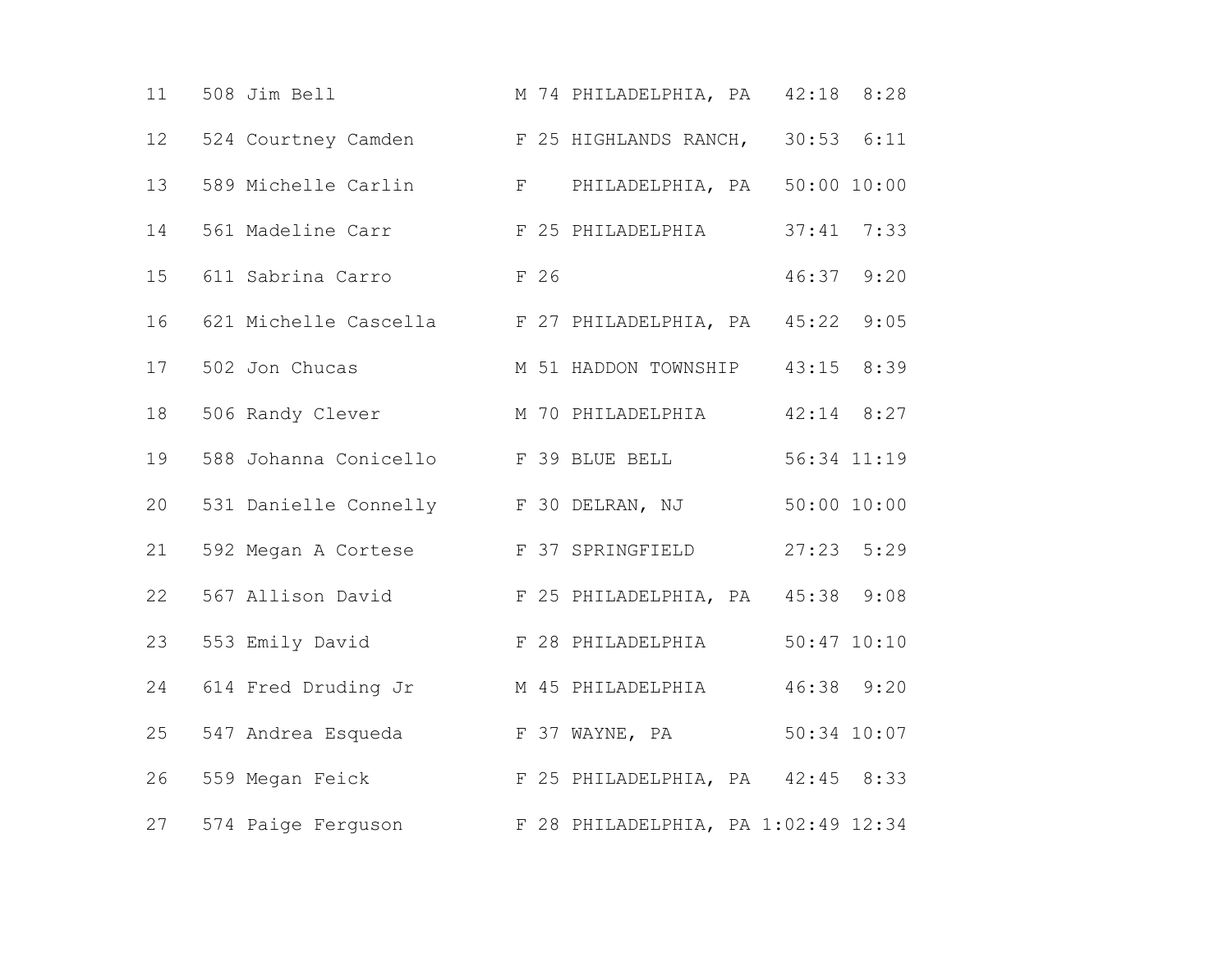```
11   508 Jim Bell               M 74 PHILADELPHIA, PA   42:18  8:28
12   524 Courtney Camden        F 25 HIGHLANDS RANCH,   30:53  6:11
13   589 Michelle Carlin        F    PHILADELPHIA, PA   50:00 10:00
14   561 Madeline Carr          F 25 PHILADELPHIA       37:41  7:33
15   611 Sabrina Carro          F 26                    46:37  9:20
16   621 Michelle Cascella      F 27 PHILADELPHIA, PA   45:22  9:05
17   502 Jon Chucas             M 51 HADDON TOWNSHIP    43:15  8:39
18   506 Randy Clever           M 70 PHILADELPHIA       42:14  8:27
19   588 Johanna Conicello      F 39 BLUE BELL          56:34 11:19
20   531 Danielle Connelly      F 30 DELRAN, NJ         50:00 10:00
21   592 Megan A Cortese        F 37 SPRINGFIELD        27:23  5:29
22   567 Allison David          F 25 PHILADELPHIA, PA   45:38  9:08
23   553 Emily David            F 28 PHILADELPHIA       50:47 10:10
24   614 Fred Druding Jr        M 45 PHILADELPHIA       46:38  9:20
25   547 Andrea Esqueda         F 37 WAYNE, PA          50:34 10:07
26   559 Megan Feick            F 25 PHILADELPHIA, PA   42:45  8:33
27   574 Paige Ferguson         F 28 PHILADELPHIA, PA 1:02:49 12:34
```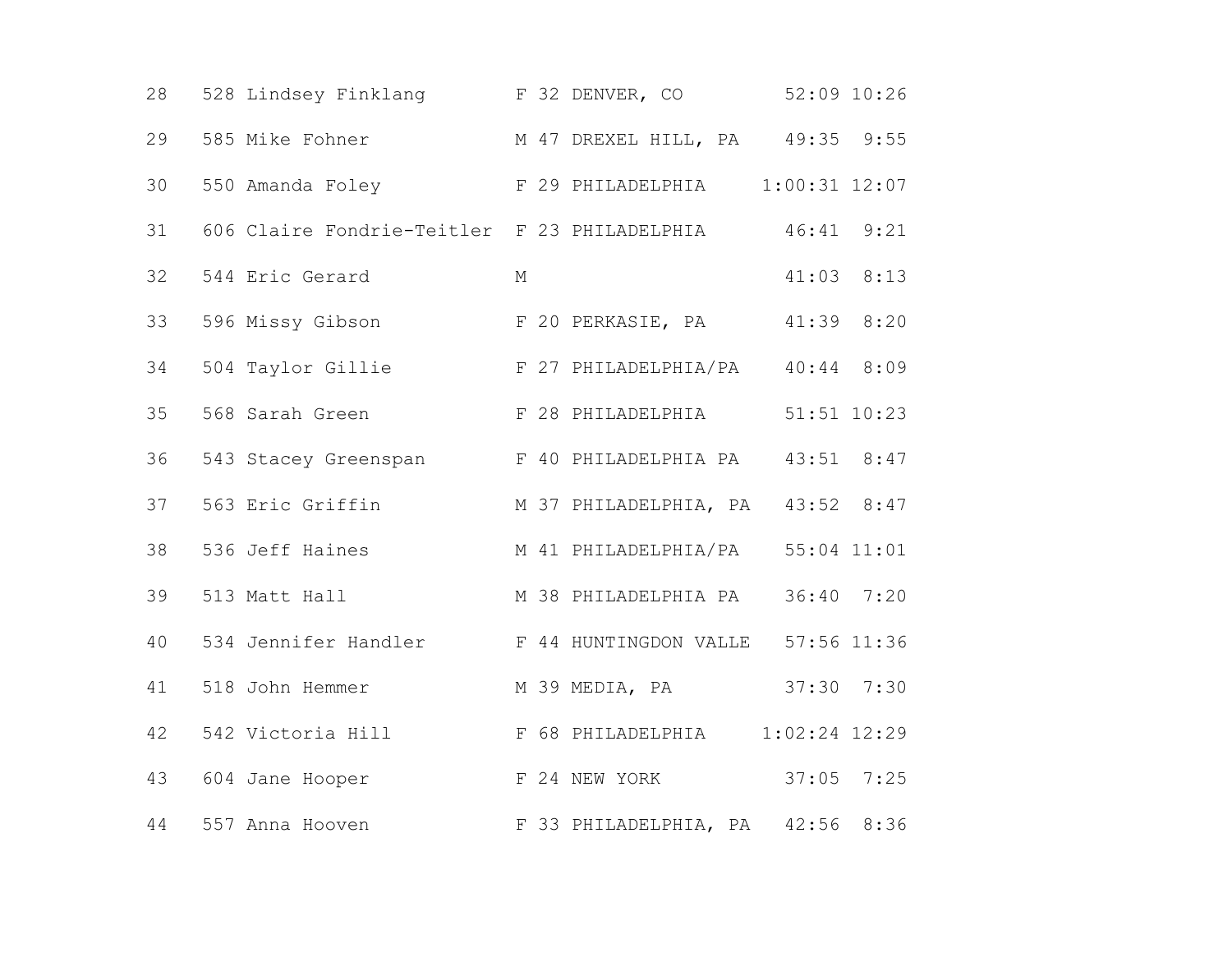| | | | | | | | |
|---|---|---|---|---|---|---|---|
| 28 | 528 | Lindsey Finklang | F | 32 | DENVER, CO | 52:09 | 10:26 |
| 29 | 585 | Mike Fohner | M | 47 | DREXEL HILL, PA | 49:35 | 9:55 |
| 30 | 550 | Amanda Foley | F | 29 | PHILADELPHIA | 1:00:31 | 12:07 |
| 31 | 606 | Claire Fondrie-Teitler | F | 23 | PHILADELPHIA | 46:41 | 9:21 |
| 32 | 544 | Eric Gerard | M | | | 41:03 | 8:13 |
| 33 | 596 | Missy Gibson | F | 20 | PERKASIE, PA | 41:39 | 8:20 |
| 34 | 504 | Taylor Gillie | F | 27 | PHILADELPHIA/PA | 40:44 | 8:09 |
| 35 | 568 | Sarah Green | F | 28 | PHILADELPHIA | 51:51 | 10:23 |
| 36 | 543 | Stacey Greenspan | F | 40 | PHILADELPHIA PA | 43:51 | 8:47 |
| 37 | 563 | Eric Griffin | M | 37 | PHILADELPHIA, PA | 43:52 | 8:47 |
| 38 | 536 | Jeff Haines | M | 41 | PHILADELPHIA/PA | 55:04 | 11:01 |
| 39 | 513 | Matt Hall | M | 38 | PHILADELPHIA PA | 36:40 | 7:20 |
| 40 | 534 | Jennifer Handler | F | 44 | HUNTINGDON VALLE | 57:56 | 11:36 |
| 41 | 518 | John Hemmer | M | 39 | MEDIA, PA | 37:30 | 7:30 |
| 42 | 542 | Victoria Hill | F | 68 | PHILADELPHIA | 1:02:24 | 12:29 |
| 43 | 604 | Jane Hooper | F | 24 | NEW YORK | 37:05 | 7:25 |
| 44 | 557 | Anna Hooven | F | 33 | PHILADELPHIA, PA | 42:56 | 8:36 |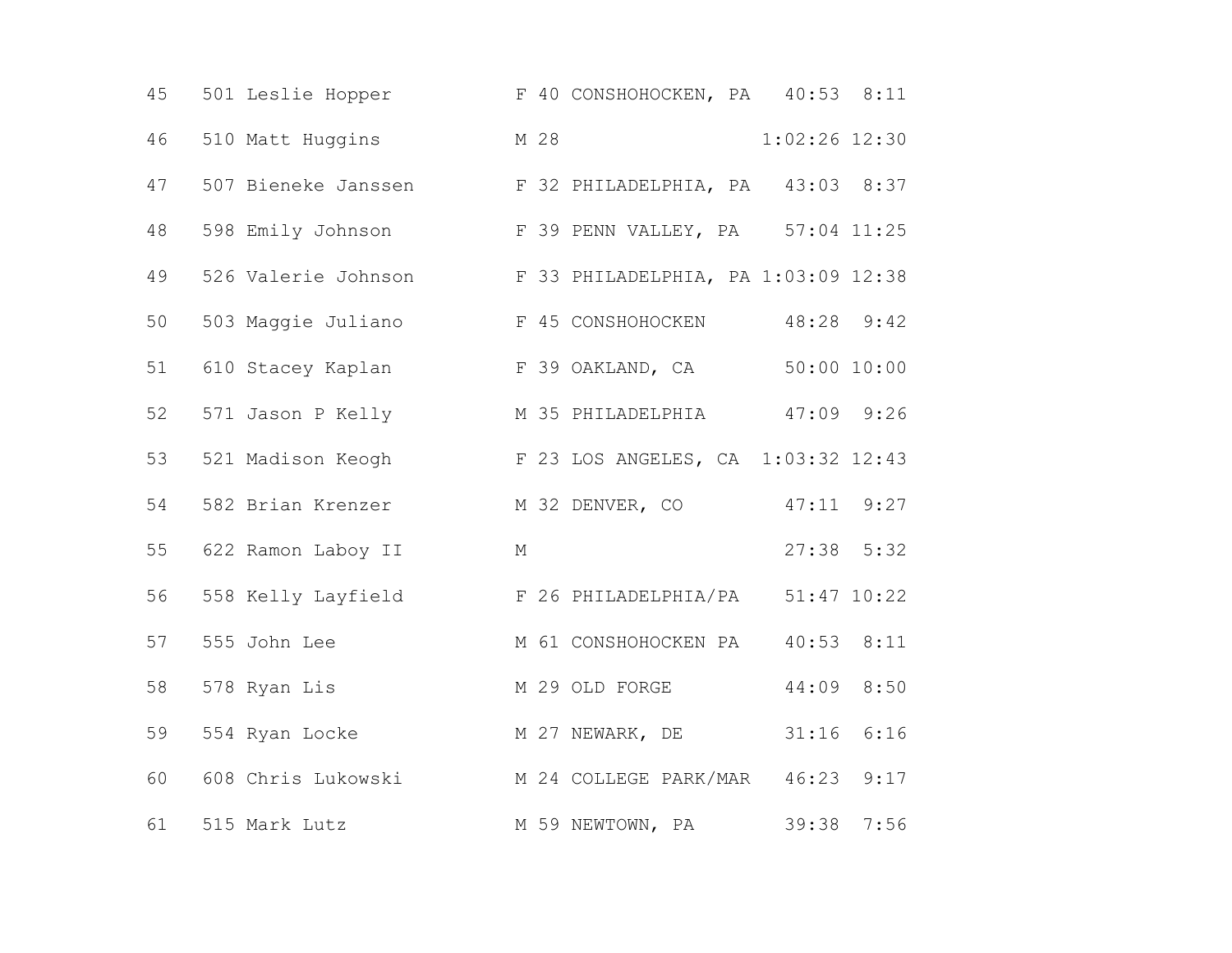| | | | | | | | |
|---|---|---|---|---|---|---|---|
| 45 | 501 | Leslie Hopper | F | 40 | CONSHOHOCKEN, PA | 40:53 | 8:11 |
| 46 | 510 | Matt Huggins | M | 28 | | 1:02:26 | 12:30 |
| 47 | 507 | Bieneke Janssen | F | 32 | PHILADELPHIA, PA | 43:03 | 8:37 |
| 48 | 598 | Emily Johnson | F | 39 | PENN VALLEY, PA | 57:04 | 11:25 |
| 49 | 526 | Valerie Johnson | F | 33 | PHILADELPHIA, PA | 1:03:09 | 12:38 |
| 50 | 503 | Maggie Juliano | F | 45 | CONSHOHOCKEN | 48:28 | 9:42 |
| 51 | 610 | Stacey Kaplan | F | 39 | OAKLAND, CA | 50:00 | 10:00 |
| 52 | 571 | Jason P Kelly | M | 35 | PHILADELPHIA | 47:09 | 9:26 |
| 53 | 521 | Madison Keogh | F | 23 | LOS ANGELES, CA | 1:03:32 | 12:43 |
| 54 | 582 | Brian Krenzer | M | 32 | DENVER, CO | 47:11 | 9:27 |
| 55 | 622 | Ramon Laboy II | M | | | 27:38 | 5:32 |
| 56 | 558 | Kelly Layfield | F | 26 | PHILADELPHIA/PA | 51:47 | 10:22 |
| 57 | 555 | John Lee | M | 61 | CONSHOHOCKEN PA | 40:53 | 8:11 |
| 58 | 578 | Ryan Lis | M | 29 | OLD FORGE | 44:09 | 8:50 |
| 59 | 554 | Ryan Locke | M | 27 | NEWARK, DE | 31:16 | 6:16 |
| 60 | 608 | Chris Lukowski | M | 24 | COLLEGE PARK/MAR | 46:23 | 9:17 |
| 61 | 515 | Mark Lutz | M | 59 | NEWTOWN, PA | 39:38 | 7:56 |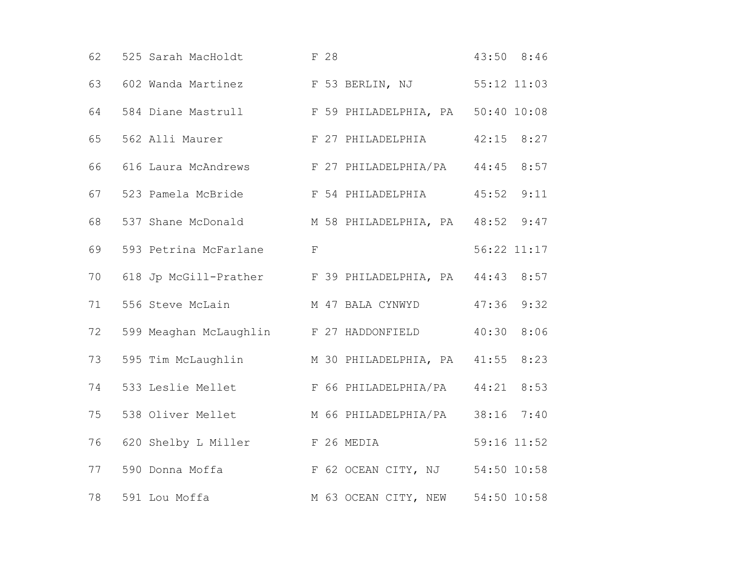| | | | | | | | |
|---|---|---|---|---|---|---|---|
| 62 | 525 | Sarah MacHoldt | F | 28 | | 43:50 | 8:46 |
| 63 | 602 | Wanda Martinez | F | 53 | BERLIN, NJ | 55:12 | 11:03 |
| 64 | 584 | Diane Mastrull | F | 59 | PHILADELPHIA, PA | 50:40 | 10:08 |
| 65 | 562 | Alli Maurer | F | 27 | PHILADELPHIA | 42:15 | 8:27 |
| 66 | 616 | Laura McAndrews | F | 27 | PHILADELPHIA/PA | 44:45 | 8:57 |
| 67 | 523 | Pamela McBride | F | 54 | PHILADELPHIA | 45:52 | 9:11 |
| 68 | 537 | Shane McDonald | M | 58 | PHILADELPHIA, PA | 48:52 | 9:47 |
| 69 | 593 | Petrina McFarlane | F | | | 56:22 | 11:17 |
| 70 | 618 | Jp McGill-Prather | F | 39 | PHILADELPHIA, PA | 44:43 | 8:57 |
| 71 | 556 | Steve McLain | M | 47 | BALA CYNWYD | 47:36 | 9:32 |
| 72 | 599 | Meaghan McLaughlin | F | 27 | HADDONFIELD | 40:30 | 8:06 |
| 73 | 595 | Tim McLaughlin | M | 30 | PHILADELPHIA, PA | 41:55 | 8:23 |
| 74 | 533 | Leslie Mellet | F | 66 | PHILADELPHIA/PA | 44:21 | 8:53 |
| 75 | 538 | Oliver Mellet | M | 66 | PHILADELPHIA/PA | 38:16 | 7:40 |
| 76 | 620 | Shelby L Miller | F | 26 | MEDIA | 59:16 | 11:52 |
| 77 | 590 | Donna Moffa | F | 62 | OCEAN CITY, NJ | 54:50 | 10:58 |
| 78 | 591 | Lou Moffa | M | 63 | OCEAN CITY, NEW | 54:50 | 10:58 |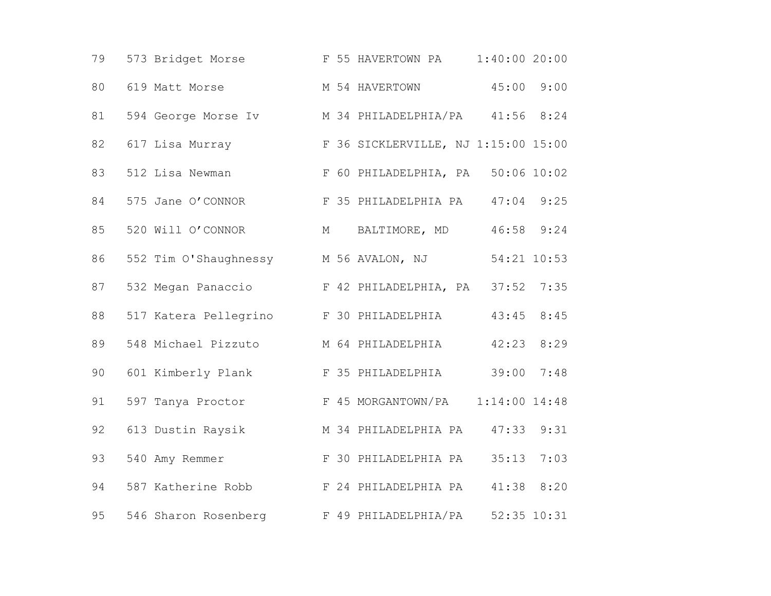| | | | | | | | |
|---|---|---|---|---|---|---|---|
| 79 | 573 | Bridget Morse | F | 55 | HAVERTOWN PA | 1:40:00 | 20:00 |
| 80 | 619 | Matt Morse | M | 54 | HAVERTOWN | 45:00 | 9:00 |
| 81 | 594 | George Morse Iv | M | 34 | PHILADELPHIA/PA | 41:56 | 8:24 |
| 82 | 617 | Lisa Murray | F | 36 | SICKLERVILLE, NJ | 1:15:00 | 15:00 |
| 83 | 512 | Lisa Newman | F | 60 | PHILADELPHIA, PA | 50:06 | 10:02 |
| 84 | 575 | Jane O’CONNOR | F | 35 | PHILADELPHIA PA | 47:04 | 9:25 |
| 85 | 520 | Will O’CONNOR | M | | BALTIMORE, MD | 46:58 | 9:24 |
| 86 | 552 | Tim O'Shaughnessy | M | 56 | AVALON, NJ | 54:21 | 10:53 |
| 87 | 532 | Megan Panaccio | F | 42 | PHILADELPHIA, PA | 37:52 | 7:35 |
| 88 | 517 | Katera Pellegrino | F | 30 | PHILADELPHIA | 43:45 | 8:45 |
| 89 | 548 | Michael Pizzuto | M | 64 | PHILADELPHIA | 42:23 | 8:29 |
| 90 | 601 | Kimberly Plank | F | 35 | PHILADELPHIA | 39:00 | 7:48 |
| 91 | 597 | Tanya Proctor | F | 45 | MORGANTOWN/PA | 1:14:00 | 14:48 |
| 92 | 613 | Dustin Raysik | M | 34 | PHILADELPHIA PA | 47:33 | 9:31 |
| 93 | 540 | Amy Remmer | F | 30 | PHILADELPHIA PA | 35:13 | 7:03 |
| 94 | 587 | Katherine Robb | F | 24 | PHILADELPHIA PA | 41:38 | 8:20 |
| 95 | 546 | Sharon Rosenberg | F | 49 | PHILADELPHIA/PA | 52:35 | 10:31 |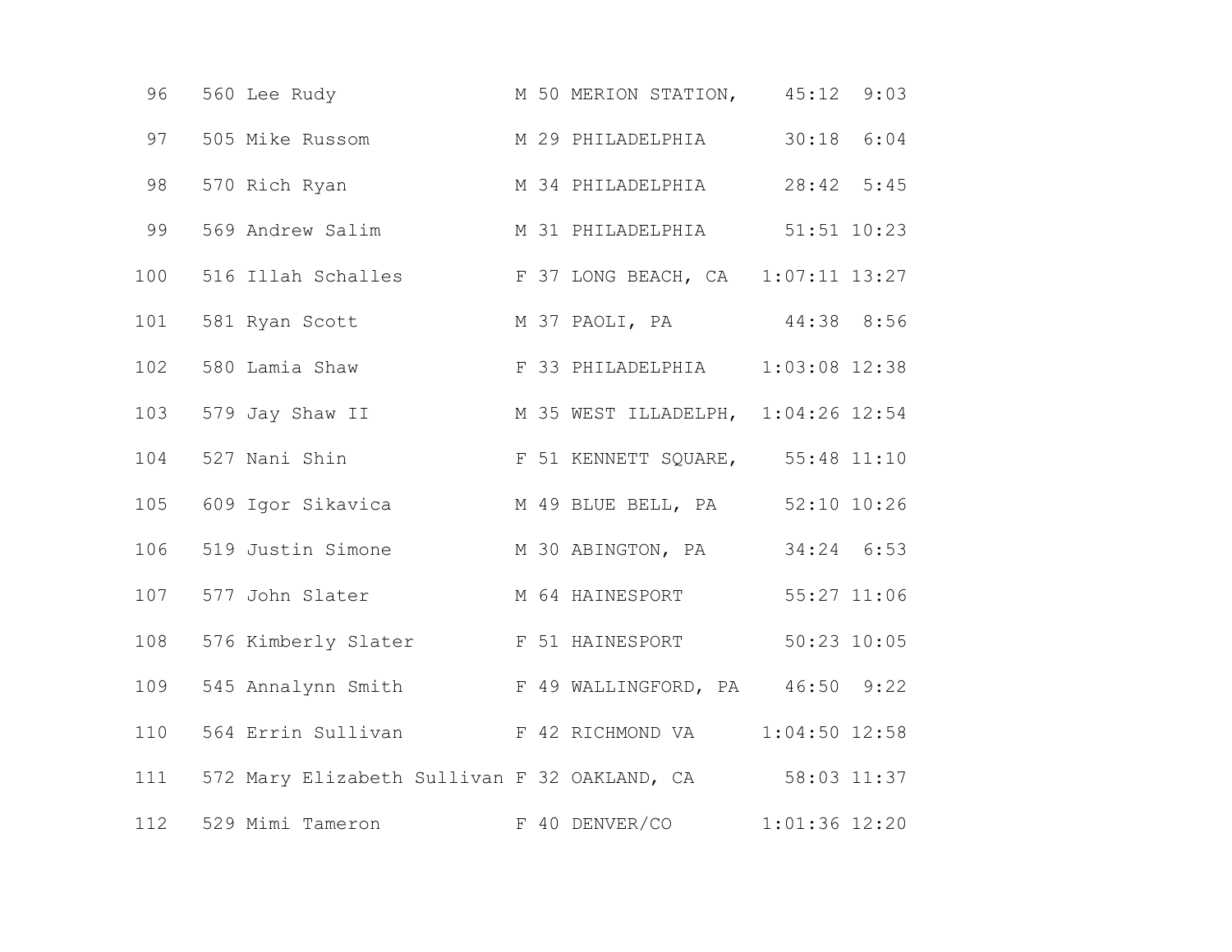| | | | | | | | |
|---|---|---|---|---|---|---|---|
| 96 | 560 | Lee Rudy | M | 50 | MERION STATION, | 45:12 | 9:03 |
| 97 | 505 | Mike Russom | M | 29 | PHILADELPHIA | 30:18 | 6:04 |
| 98 | 570 | Rich Ryan | M | 34 | PHILADELPHIA | 28:42 | 5:45 |
| 99 | 569 | Andrew Salim | M | 31 | PHILADELPHIA | 51:51 | 10:23 |
| 100 | 516 | Illah Schalles | F | 37 | LONG BEACH, CA | 1:07:11 | 13:27 |
| 101 | 581 | Ryan Scott | M | 37 | PAOLI, PA | 44:38 | 8:56 |
| 102 | 580 | Lamia Shaw | F | 33 | PHILADELPHIA | 1:03:08 | 12:38 |
| 103 | 579 | Jay Shaw II | M | 35 | WEST ILLADELPH, | 1:04:26 | 12:54 |
| 104 | 527 | Nani Shin | F | 51 | KENNETT SQUARE, | 55:48 | 11:10 |
| 105 | 609 | Igor Sikavica | M | 49 | BLUE BELL, PA | 52:10 | 10:26 |
| 106 | 519 | Justin Simone | M | 30 | ABINGTON, PA | 34:24 | 6:53 |
| 107 | 577 | John Slater | M | 64 | HAINESPORT | 55:27 | 11:06 |
| 108 | 576 | Kimberly Slater | F | 51 | HAINESPORT | 50:23 | 10:05 |
| 109 | 545 | Annalynn Smith | F | 49 | WALLINGFORD, PA | 46:50 | 9:22 |
| 110 | 564 | Errin Sullivan | F | 42 | RICHMOND VA | 1:04:50 | 12:58 |
| 111 | 572 | Mary Elizabeth Sullivan | F | 32 | OAKLAND, CA | 58:03 | 11:37 |
| 112 | 529 | Mimi Tameron | F | 40 | DENVER/CO | 1:01:36 | 12:20 |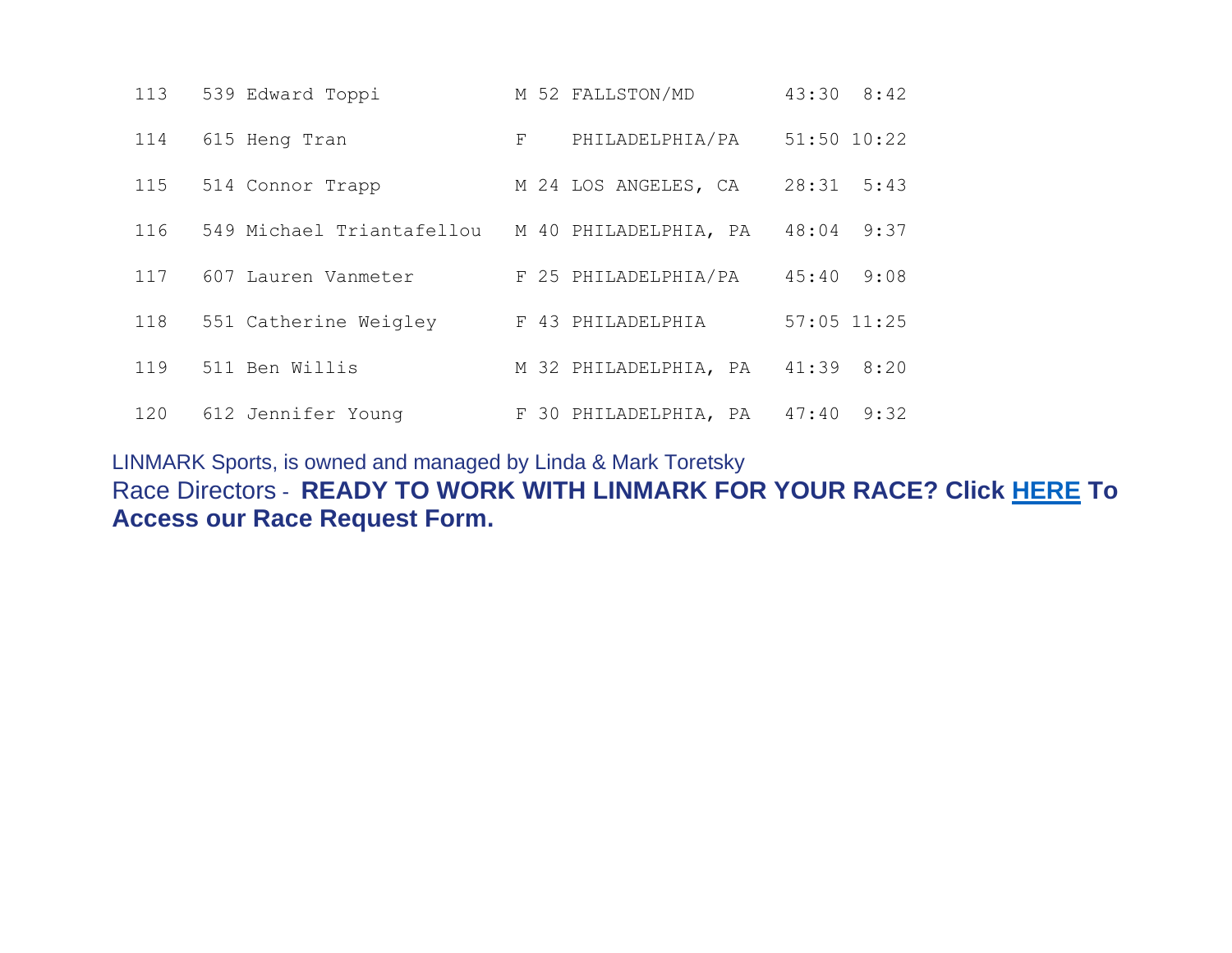| | | | | | | | |
|---|---|---|---|---|---|---|---|
| 113 | 539 | Edward Toppi | M | 52 | FALLSTON/MD | 43:30 | 8:42 |
| 114 | 615 | Heng Tran | F | | PHILADELPHIA/PA | 51:50 | 10:22 |
| 115 | 514 | Connor Trapp | M | 24 | LOS ANGELES, CA | 28:31 | 5:43 |
| 116 | 549 | Michael Triantafellou | M | 40 | PHILADELPHIA, PA | 48:04 | 9:37 |
| 117 | 607 | Lauren Vanmeter | F | 25 | PHILADELPHIA/PA | 45:40 | 9:08 |
| 118 | 551 | Catherine Weigley | F | 43 | PHILADELPHIA | 57:05 | 11:25 |
| 119 | 511 | Ben Willis | M | 32 | PHILADELPHIA, PA | 41:39 | 8:20 |
| 120 | 612 | Jennifer Young | F | 30 | PHILADELPHIA, PA | 47:40 | 9:32 |

LINMARK Sports, is owned and managed by Linda & Mark Toretsky

Race Directors - **READY TO WORK WITH LINMARK FOR YOUR RACE? Click HERE To Access our Race Request Form.**